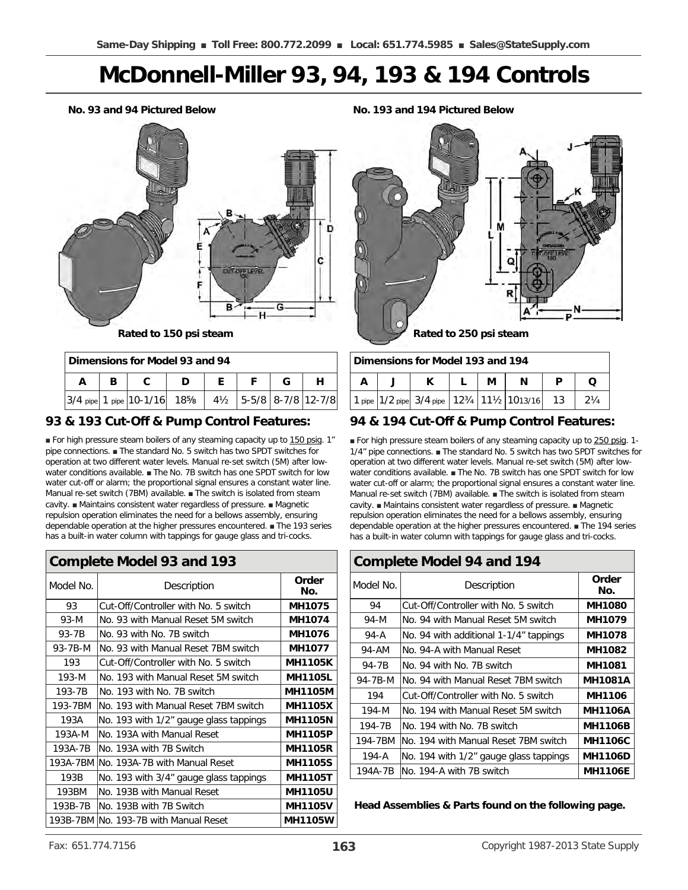# McDonnell-Miller 93, 94, 193 & 194 Controls

**No. 93 and 94 Pictured Below**

**Rated to 150 psi steam**

| Dimensions for Model 93 and 94 | | | | | | | |
|---|---|---|---|---|---|---|---|
| A | B | C | D | E | F | G | H |
| 3/4 pipe | 1 pipe | 10-1/16 | 18⅝ | 4½ | 5-5/8 | 8-7/8 | 12-7/8 |

## 93 & 193 Cut-Off & Pump Control Features:

■ For high pressure steam boilers of any steaming capacity up to 150 psig. 1" pipe connections. ■ The standard No. 5 switch has two SPDT switches for operation at two different water levels. Manual re-set switch (5M) after low-water conditions available. ■ The No. 7B switch has one SPDT switch for low water cut-off or alarm; the proportional signal ensures a constant water line. Manual re-set switch (7BM) available. ■ The switch is isolated from steam cavity. ■ Maintains consistent water regardless of pressure. ■ Magnetic repulsion operation eliminates the need for a bellows assembly, ensuring dependable operation at the higher pressures encountered. ■ The 193 series has a built-in water column with tappings for gauge glass and tri-cocks.

## Complete Model 93 and 193

| Model No. | Description | Order No. |
|---|---|---|
| 93 | Cut-Off/Controller with No. 5 switch | MH1075 |
| 93-M | No. 93 with Manual Reset 5M switch | MH1074 |
| 93-7B | No. 93 with No. 7B switch | MH1076 |
| 93-7B-M | No. 93 with Manual Reset 7BM switch | MH1077 |
| 193 | Cut-Off/Controller with No. 5 switch | MH1105K |
| 193-M | No. 193 with Manual Reset 5M switch | MH1105L |
| 193-7B | No. 193 with No. 7B switch | MH1105M |
| 193-7BM | No. 193 with Manual Reset 7BM switch | MH1105X |
| 193A | No. 193 with 1/2" gauge glass tappings | MH1105N |
| 193A-M | No. 193A with Manual Reset | MH1105P |
| 193A-7B | No. 193A with 7B Switch | MH1105R |
| 193A-7BM | No. 193A-7B with Manual Reset | MH1105S |
| 193B | No. 193 with 3/4" gauge glass tappings | MH1105T |
| 193BM | No. 193B with Manual Reset | MH1105U |
| 193B-7B | No. 193B with 7B Switch | MH1105V |
| 193B-7BM | No. 193-7B with Manual Reset | MH1105W |

**No. 193 and 194 Pictured Below**

**Rated to 250 psi steam**

| Dimensions for Model 193 and 194 | | | | | | | |
|---|---|---|---|---|---|---|---|
| A | J | K | L | M | N | P | Q |
| 1 pipe | 1/2 pipe | 3/4 pipe | 12¾ | 11½ | 10 13/16 | 13 | 2¼ |

## 94 & 194 Cut-Off & Pump Control Features:

■ For high pressure steam boilers of any steaming capacity up to 250 psig. 1-1/4" pipe connections. ■ The standard No. 5 switch has two SPDT switches for operation at two different water levels. Manual re-set switch (5M) after low-water conditions available. ■ The No. 7B switch has one SPDT switch for low water cut-off or alarm; the proportional signal ensures a constant water line. Manual re-set switch (7BM) available. ■ The switch is isolated from steam cavity. ■ Maintains consistent water regardless of pressure. ■ Magnetic repulsion operation eliminates the need for a bellows assembly, ensuring dependable operation at the higher pressures encountered. ■ The 194 series has a built-in water column with tappings for gauge glass and tri-cocks.

## Complete Model 94 and 194

| Model No. | Description | Order No. |
|---|---|---|
| 94 | Cut-Off/Controller with No. 5 switch | MH1080 |
| 94-M | No. 94 with Manual Reset 5M switch | MH1079 |
| 94-A | No. 94 with additional 1-1/4" tappings | MH1078 |
| 94-AM | No. 94-A with Manual Reset | MH1082 |
| 94-7B | No. 94 with No. 7B switch | MH1081 |
| 94-7B-M | No. 94 with Manual Reset 7BM switch | MH1081A |
| 194 | Cut-Off/Controller with No. 5 switch | MH1106 |
| 194-M | No. 194 with Manual Reset 5M switch | MH1106A |
| 194-7B | No. 194 with No. 7B switch | MH1106B |
| 194-7BM | No. 194 with Manual Reset 7BM switch | MH1106C |
| 194-A | No. 194 with 1/2" gauge glass tappings | MH1106D |
| 194A-7B | No. 194-A with 7B switch | MH1106E |

**Head Assemblies & Parts found on the following page.**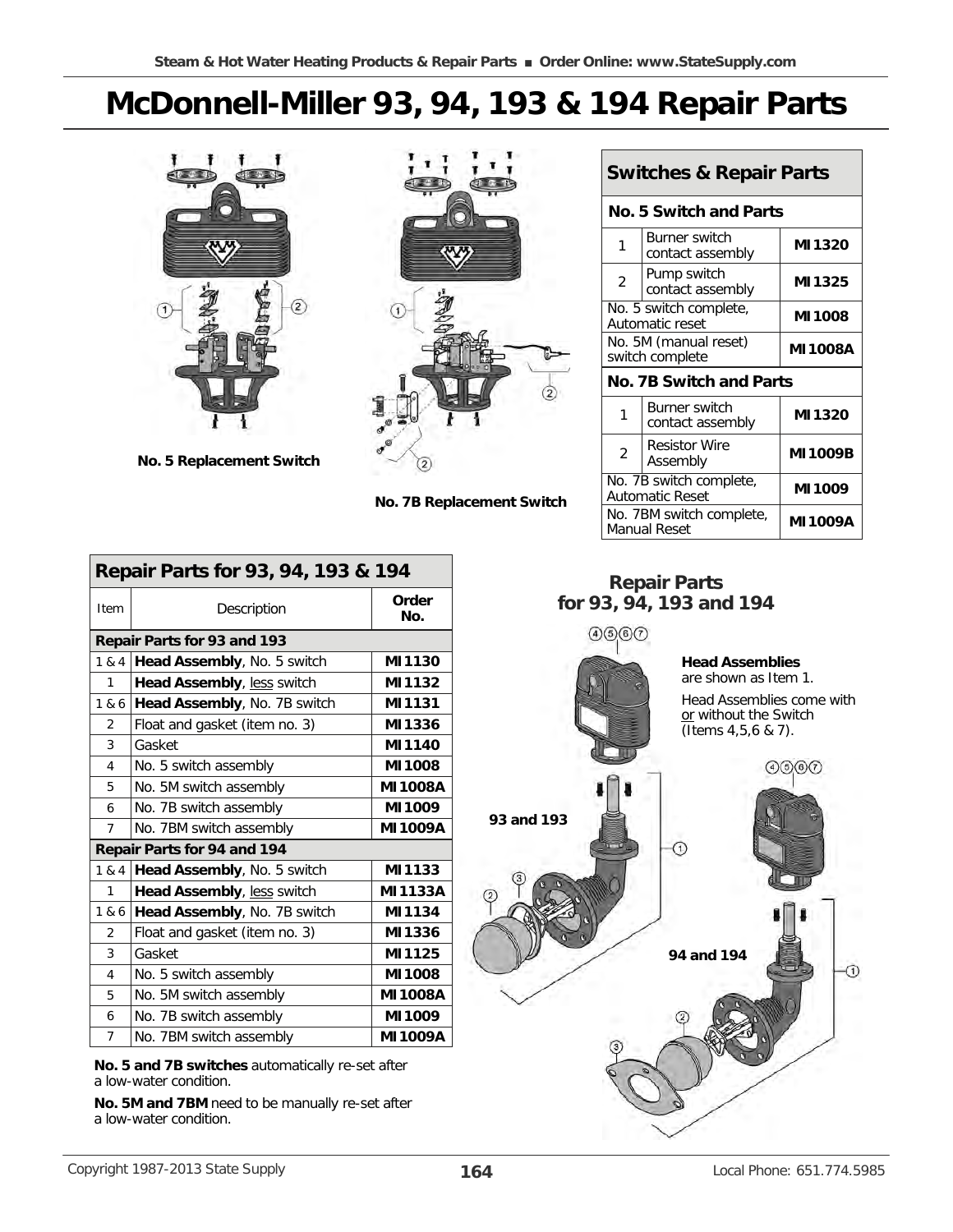# McDonnell-Miller 93, 94, 193 & 194 Repair Parts

No. 5 Replacement Switch

No. 7B Replacement Switch

## Switches & Repair Parts

| No. 5 Switch and Parts | | |
|---|---|---|
| 1 | Burner switch contact assembly | **MI 1320** |
| 2 | Pump switch contact assembly | **MI 1325** |
| No. 5 switch complete, Automatic reset | | **MI 1008** |
| No. 5M (manual reset) switch complete | | **MI 1008A** |
| **No. 7B Switch and Parts** | | |
| 1 | Burner switch contact assembly | **MI 1320** |
| 2 | Resistor Wire Assembly | **MI 1009B** |
| No. 7B switch complete, Automatic Reset | | **MI 1009** |
| No. 7BM switch complete, Manual Reset | | **MI 1009A** |

## Repair Parts for 93, 94, 193 & 194

| Item | Description | Order No. |
|---|---|---|
| **Repair Parts for 93 and 193** | | |
| 1 & 4 | **Head Assembly**, No. 5 switch | **MI 1130** |
| 1 | **Head Assembly**, less switch | **MI 1132** |
| 1 & 6 | **Head Assembly**, No. 7B switch | **MI 1131** |
| 2 | Float and gasket (item no. 3) | **MI 1336** |
| 3 | Gasket | **MI 1140** |
| 4 | No. 5 switch assembly | **MI 1008** |
| 5 | No. 5M switch assembly | **MI 1008A** |
| 6 | No. 7B switch assembly | **MI 1009** |
| 7 | No. 7BM switch assembly | **MI 1009A** |
| **Repair Parts for 94 and 194** | | |
| 1 & 4 | **Head Assembly**, No. 5 switch | **MI 1133** |
| 1 | **Head Assembly**, less switch | **MI 1133A** |
| 1 & 6 | **Head Assembly**, No. 7B switch | **MI 1134** |
| 2 | Float and gasket (item no. 3) | **MI 1336** |
| 3 | Gasket | **MI 1125** |
| 4 | No. 5 switch assembly | **MI 1008** |
| 5 | No. 5M switch assembly | **MI 1008A** |
| 6 | No. 7B switch assembly | **MI 1009** |
| 7 | No. 7BM switch assembly | **MI 1009A** |

**No. 5 and 7B switches** automatically re-set after a low-water condition.

**No. 5M and 7BM** need to be manually re-set after a low-water condition.

### Repair Parts for 93, 94, 193 and 194

**Head Assemblies** are shown as Item 1.

Head Assemblies come with or without the Switch (Items 4,5,6 & 7).

93 and 193

94 and 194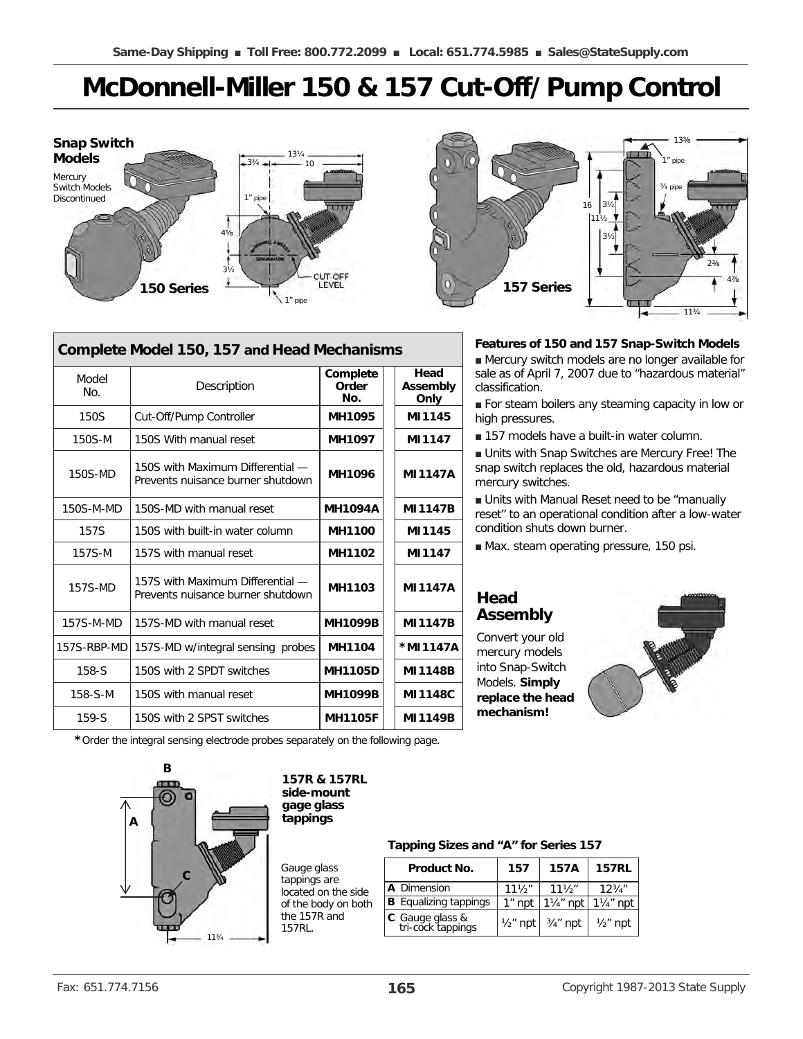# McDonnell-Miller 150 & 157 Cut-Off/Pump Control

**Snap Switch Models**

Mercury Switch Models Discontinued

**150 Series**

**157 Series**

## Complete Model 150, 157 and Head Mechanisms

| Model No. | Description | Complete Order No. | Head Assembly Only |
|---|---|---|---|
| 150S | Cut-Off/Pump Controller | **MH1095** | **MI1145** |
| 150S-M | 150S With manual reset | **MH1097** | **MI1147** |
| 150S-MD | 150S with Maximum Differential — Prevents nuisance burner shutdown | **MH1096** | **MI1147A** |
| 150S-M-MD | 150S-MD with manual reset | **MH1094A** | **MI1147B** |
| 157S | 150S with built-in water column | **MH1100** | **MI1145** |
| 157S-M | 157S with manual reset | **MH1102** | **MI1147** |
| 157S-MD | 157S with Maximum Differential — Prevents nuisance burner shutdown | **MH1103** | **MI1147A** |
| 157S-M-MD | 157S-MD with manual reset | **MH1099B** | **MI1147B** |
| 157S-RBP-MD | 157S-MD w/integral sensing probes | **MH1104** | ***MI1147A** |
| 158-S | 150S with 2 SPDT switches | **MH1105D** | **MI1148B** |
| 158-S-M | 150S with manual reset | **MH1099B** | **MI1148C** |
| 159-S | 150S with 2 SPST switches | **MH1105F** | **MI1149B** |

***** Order the integral sensing electrode probes separately on the following page.

**Features of 150 and 157 Snap-Switch Models**

- Mercury switch models are no longer available for sale as of April 7, 2007 due to "hazardous material" classification.
- For steam boilers any steaming capacity in low or high pressures.
- 157 models have a built-in water column.
- Units with Snap Switches are Mercury Free! The snap switch replaces the old, hazardous material mercury switches.
- Units with Manual Reset need to be "manually reset" to an operational condition after a low-water condition shuts down burner.
- Max. steam operating pressure, 150 psi.

## Head Assembly

Convert your old mercury models into Snap-Switch Models. **Simply replace the head mechanism!**

**157R & 157RL side-mount gage glass tappings**

Gauge glass tappings are located on the side of the body on both the 157R and 157RL.

**Tapping Sizes and "A" for Series 157**

| Product No. | 157 | 157A | 157RL |
|---|---|---|---|
| **A** Dimension | 11½" | 11½" | 12¾" |
| **B** Equalizing tappings | 1" npt | 1¼" npt | 1¼" npt |
| **C** Gauge glass & tri-cock tappings | ½" npt | ¾" npt | ½" npt |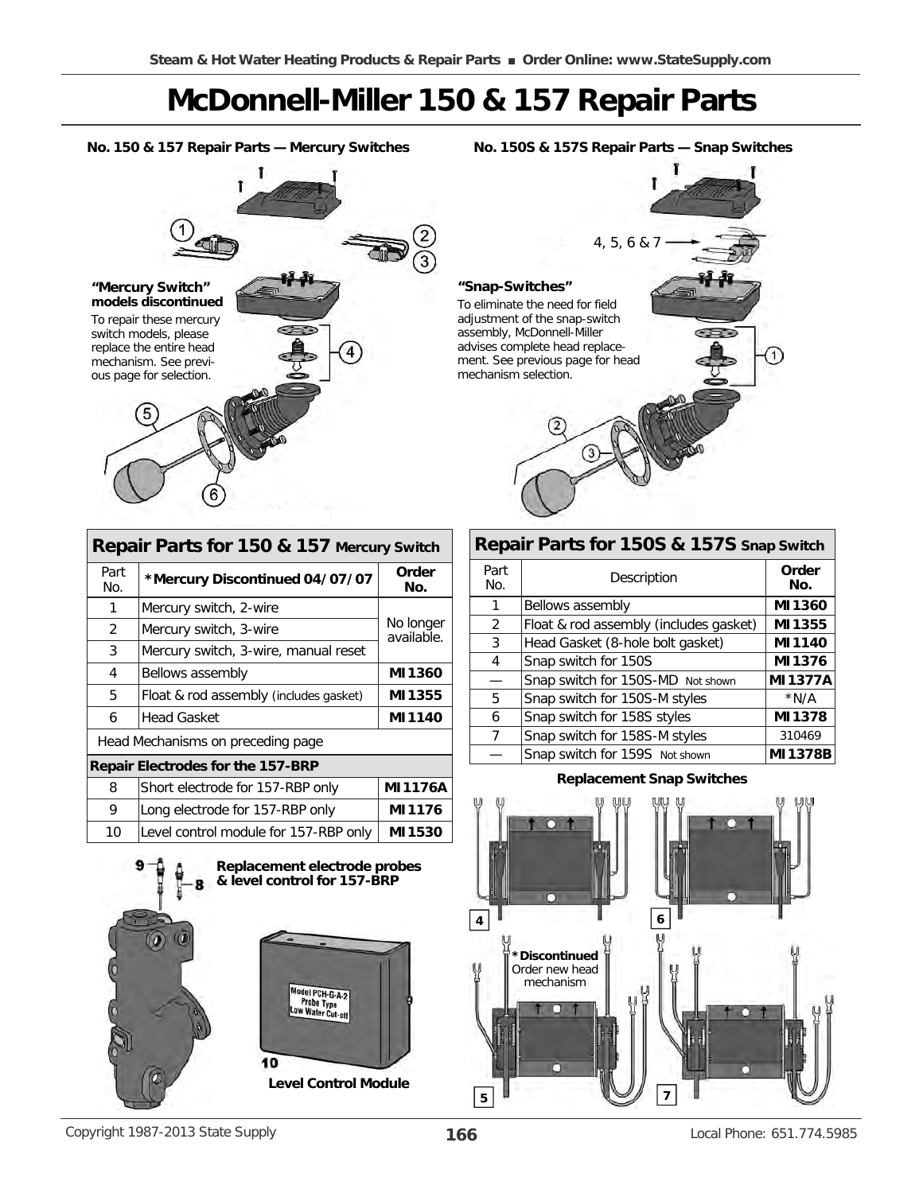# McDonnell-Miller 150 & 157 Repair Parts

## No. 150 & 157 Repair Parts — Mercury Switches

**"Mercury Switch" models discontinued**

To repair these mercury switch models, please replace the entire head mechanism. See previous page for selection.

## No. 150S & 157S Repair Parts — Snap Switches

**"Snap-Switches"**

To eliminate the need for field adjustment of the snap-switch assembly, McDonnell-Miller advises complete head replacement. See previous page for head mechanism selection.

4, 5, 6 & 7

### Repair Parts for 150 & 157 Mercury Switch

| Part No. | *Mercury Discontinued 04/07/07 | Order No. |
|---|---|---|
| 1 | Mercury switch, 2-wire | No longer available. |
| 2 | Mercury switch, 3-wire | |
| 3 | Mercury switch, 3-wire, manual reset | |
| 4 | Bellows assembly | MI1360 |
| 5 | Float & rod assembly (includes gasket) | MI1355 |
| 6 | Head Gasket | MI1140 |
| | Head Mechanisms on preceding page | |
| | **Repair Electrodes for the 157-BRP** | |
| 8 | Short electrode for 157-RBP only | MI1176A |
| 9 | Long electrode for 157-RBP only | MI1176 |
| 10 | Level control module for 157-RBP only | MI1530 |

**Replacement electrode probes & level control for 157-BRP**

Model PCH-G-A-2 Probe Type Low Water Cut-off

10 **Level Control Module**

### Repair Parts for 150S & 157S Snap Switch

| Part No. | Description | Order No. |
|---|---|---|
| 1 | Bellows assembly | MI1360 |
| 2 | Float & rod assembly (includes gasket) | MI1355 |
| 3 | Head Gasket (8-hole bolt gasket) | MI1140 |
| 4 | Snap switch for 150S | MI1376 |
| — | Snap switch for 150S-MD Not shown | MI1377A |
| 5 | Snap switch for 150S-M styles | *N/A |
| 6 | Snap switch for 158S styles | MI1378 |
| 7 | Snap switch for 158S-M styles | 310469 |
| — | Snap switch for 159S Not shown | MI1378B |

**Replacement Snap Switches**

4 6

**\*Discontinued** Order new head mechanism

5 7